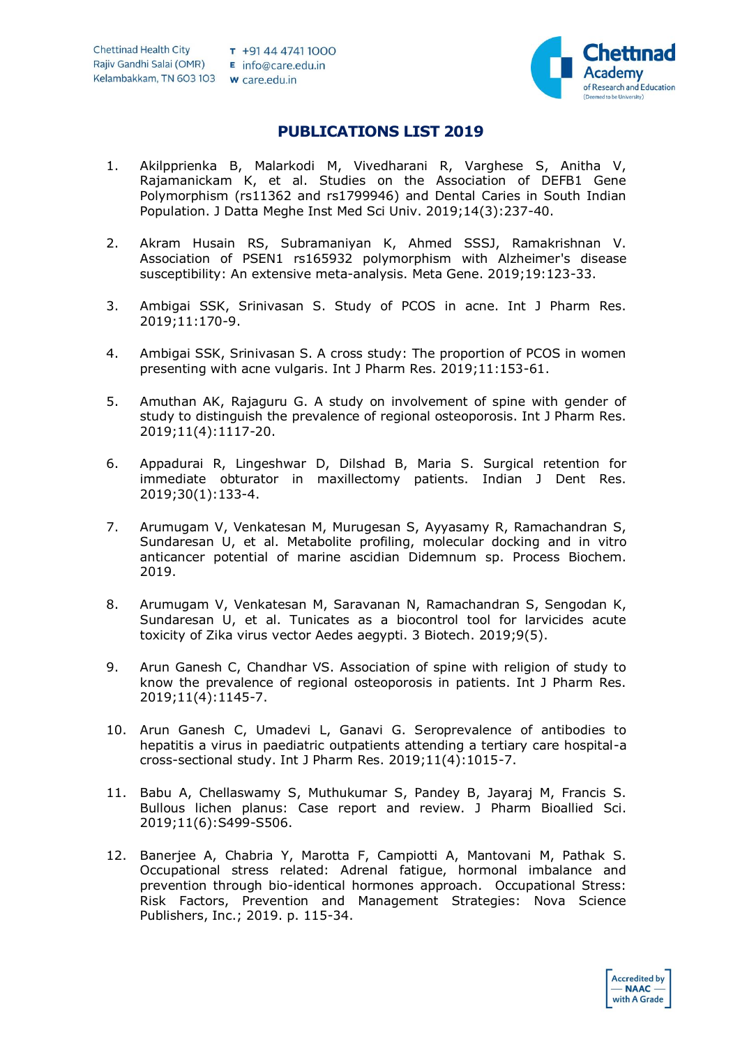# PUBLICATIONS LIST 2019

1. Akilpprienka B, Malarkodi M, Vivedharani R, Varghese S, Anitha V, Rajamanickam K, et al. Studies on the Association of DEFB1 Gene Polymorphism (rs11362 and rs1799946) and Dental Caries in South Indian Population. J Datta Meghe Inst Med Sci Univ. 2019;14(3):237-40.

2. Akram Husain RS, Subramaniyan K, Ahmed SSSJ, Ramakrishnan V. Association of PSEN1 rs165932 polymorphism with Alzheimer's disease susceptibility: An extensive meta-analysis. Meta Gene. 2019;19:123-33.

3. Ambigai SSK, Srinivasan S. Study of PCOS in acne. Int J Pharm Res. 2019;11:170-9.

4. Ambigai SSK, Srinivasan S. A cross study: The proportion of PCOS in women presenting with acne vulgaris. Int J Pharm Res. 2019;11:153-61.

5. Amuthan AK, Rajaguru G. A study on involvement of spine with gender of study to distinguish the prevalence of regional osteoporosis. Int J Pharm Res. 2019;11(4):1117-20.

6. Appadurai R, Lingeshwar D, Dilshad B, Maria S. Surgical retention for immediate obturator in maxillectomy patients. Indian J Dent Res. 2019;30(1):133-4.

7. Arumugam V, Venkatesan M, Murugesan S, Ayyasamy R, Ramachandran S, Sundaresan U, et al. Metabolite profiling, molecular docking and in vitro anticancer potential of marine ascidian Didemnum sp. Process Biochem. 2019.

8. Arumugam V, Venkatesan M, Saravanan N, Ramachandran S, Sengodan K, Sundaresan U, et al. Tunicates as a biocontrol tool for larvicides acute toxicity of Zika virus vector Aedes aegypti. 3 Biotech. 2019;9(5).

9. Arun Ganesh C, Chandhar VS. Association of spine with religion of study to know the prevalence of regional osteoporosis in patients. Int J Pharm Res. 2019;11(4):1145-7.

10. Arun Ganesh C, Umadevi L, Ganavi G. Seroprevalence of antibodies to hepatitis a virus in paediatric outpatients attending a tertiary care hospital-a cross-sectional study. Int J Pharm Res. 2019;11(4):1015-7.

11. Babu A, Chellaswamy S, Muthukumar S, Pandey B, Jayaraj M, Francis S. Bullous lichen planus: Case report and review. J Pharm Bioallied Sci. 2019;11(6):S499-S506.

12. Banerjee A, Chabria Y, Marotta F, Campiotti A, Mantovani M, Pathak S. Occupational stress related: Adrenal fatigue, hormonal imbalance and prevention through bio-identical hormones approach. Occupational Stress: Risk Factors, Prevention and Management Strategies: Nova Science Publishers, Inc.; 2019. p. 115-34.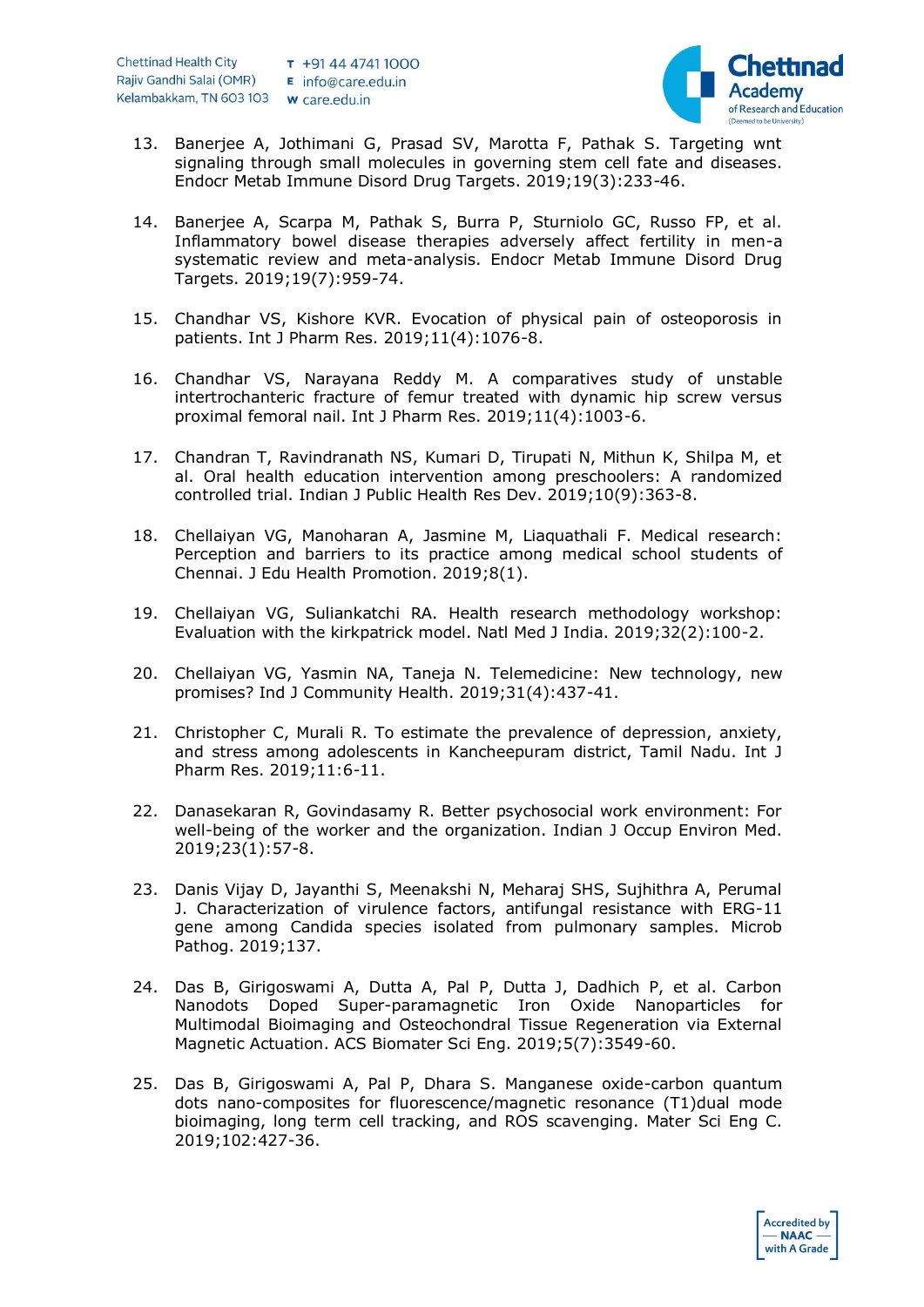13. Banerjee A, Jothimani G, Prasad SV, Marotta F, Pathak S. Targeting wnt signaling through small molecules in governing stem cell fate and diseases. Endocr Metab Immune Disord Drug Targets. 2019;19(3):233-46.

14. Banerjee A, Scarpa M, Pathak S, Burra P, Sturniolo GC, Russo FP, et al. Inflammatory bowel disease therapies adversely affect fertility in men-a systematic review and meta-analysis. Endocr Metab Immune Disord Drug Targets. 2019;19(7):959-74.

15. Chandhar VS, Kishore KVR. Evocation of physical pain of osteoporosis in patients. Int J Pharm Res. 2019;11(4):1076-8.

16. Chandhar VS, Narayana Reddy M. A comparatives study of unstable intertrochanteric fracture of femur treated with dynamic hip screw versus proximal femoral nail. Int J Pharm Res. 2019;11(4):1003-6.

17. Chandran T, Ravindranath NS, Kumari D, Tirupati N, Mithun K, Shilpa M, et al. Oral health education intervention among preschoolers: A randomized controlled trial. Indian J Public Health Res Dev. 2019;10(9):363-8.

18. Chellaiyan VG, Manoharan A, Jasmine M, Liaquathali F. Medical research: Perception and barriers to its practice among medical school students of Chennai. J Edu Health Promotion. 2019;8(1).

19. Chellaiyan VG, Suliankatchi RA. Health research methodology workshop: Evaluation with the kirkpatrick model. Natl Med J India. 2019;32(2):100-2.

20. Chellaiyan VG, Yasmin NA, Taneja N. Telemedicine: New technology, new promises? Ind J Community Health. 2019;31(4):437-41.

21. Christopher C, Murali R. To estimate the prevalence of depression, anxiety, and stress among adolescents in Kancheepuram district, Tamil Nadu. Int J Pharm Res. 2019;11:6-11.

22. Danasekaran R, Govindasamy R. Better psychosocial work environment: For well-being of the worker and the organization. Indian J Occup Environ Med. 2019;23(1):57-8.

23. Danis Vijay D, Jayanthi S, Meenakshi N, Meharaj SHS, Sujhithra A, Perumal J. Characterization of virulence factors, antifungal resistance with ERG-11 gene among Candida species isolated from pulmonary samples. Microb Pathog. 2019;137.

24. Das B, Girigoswami A, Dutta A, Pal P, Dutta J, Dadhich P, et al. Carbon Nanodots Doped Super-paramagnetic Iron Oxide Nanoparticles for Multimodal Bioimaging and Osteochondral Tissue Regeneration via External Magnetic Actuation. ACS Biomater Sci Eng. 2019;5(7):3549-60.

25. Das B, Girigoswami A, Pal P, Dhara S. Manganese oxide-carbon quantum dots nano-composites for fluorescence/magnetic resonance (T1)dual mode bioimaging, long term cell tracking, and ROS scavenging. Mater Sci Eng C. 2019;102:427-36.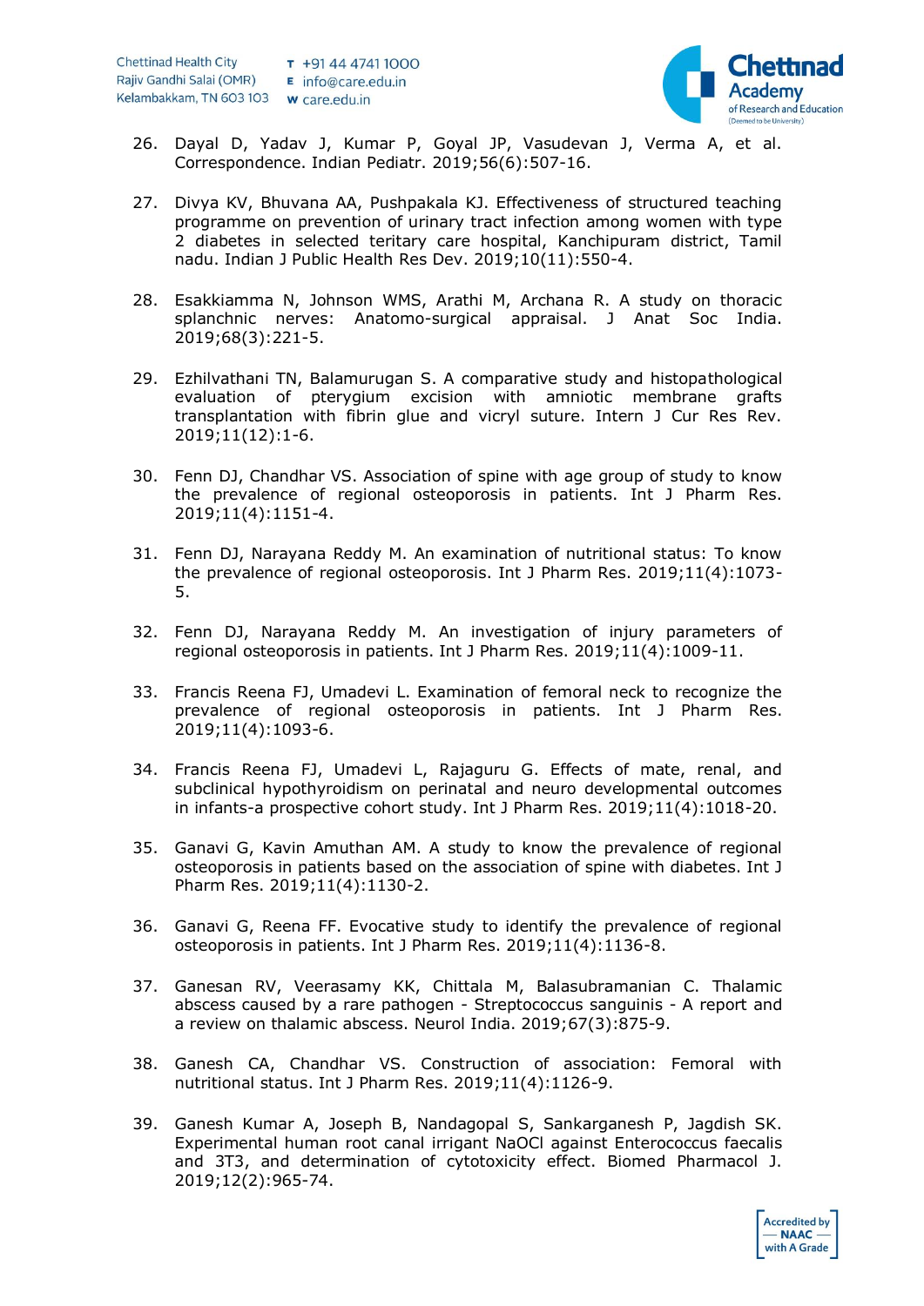26. Dayal D, Yadav J, Kumar P, Goyal JP, Vasudevan J, Verma A, et al. Correspondence. Indian Pediatr. 2019;56(6):507-16.

27. Divya KV, Bhuvana AA, Pushpakala KJ. Effectiveness of structured teaching programme on prevention of urinary tract infection among women with type 2 diabetes in selected teritary care hospital, Kanchipuram district, Tamil nadu. Indian J Public Health Res Dev. 2019;10(11):550-4.

28. Esakkiamma N, Johnson WMS, Arathi M, Archana R. A study on thoracic splanchnic nerves: Anatomo-surgical appraisal. J Anat Soc India. 2019;68(3):221-5.

29. Ezhilvathani TN, Balamurugan S. A comparative study and histopathological evaluation of pterygium excision with amniotic membrane grafts transplantation with fibrin glue and vicryl suture. Intern J Cur Res Rev. 2019;11(12):1-6.

30. Fenn DJ, Chandhar VS. Association of spine with age group of study to know the prevalence of regional osteoporosis in patients. Int J Pharm Res. 2019;11(4):1151-4.

31. Fenn DJ, Narayana Reddy M. An examination of nutritional status: To know the prevalence of regional osteoporosis. Int J Pharm Res. 2019;11(4):1073-5.

32. Fenn DJ, Narayana Reddy M. An investigation of injury parameters of regional osteoporosis in patients. Int J Pharm Res. 2019;11(4):1009-11.

33. Francis Reena FJ, Umadevi L. Examination of femoral neck to recognize the prevalence of regional osteoporosis in patients. Int J Pharm Res. 2019;11(4):1093-6.

34. Francis Reena FJ, Umadevi L, Rajaguru G. Effects of mate, renal, and subclinical hypothyroidism on perinatal and neuro developmental outcomes in infants-a prospective cohort study. Int J Pharm Res. 2019;11(4):1018-20.

35. Ganavi G, Kavin Amuthan AM. A study to know the prevalence of regional osteoporosis in patients based on the association of spine with diabetes. Int J Pharm Res. 2019;11(4):1130-2.

36. Ganavi G, Reena FF. Evocative study to identify the prevalence of regional osteoporosis in patients. Int J Pharm Res. 2019;11(4):1136-8.

37. Ganesan RV, Veerasamy KK, Chittala M, Balasubramanian C. Thalamic abscess caused by a rare pathogen - Streptococcus sanguinis - A report and a review on thalamic abscess. Neurol India. 2019;67(3):875-9.

38. Ganesh CA, Chandhar VS. Construction of association: Femoral with nutritional status. Int J Pharm Res. 2019;11(4):1126-9.

39. Ganesh Kumar A, Joseph B, Nandagopal S, Sankarganesh P, Jagdish SK. Experimental human root canal irrigant NaOCl against Enterococcus faecalis and 3T3, and determination of cytotoxicity effect. Biomed Pharmacol J. 2019;12(2):965-74.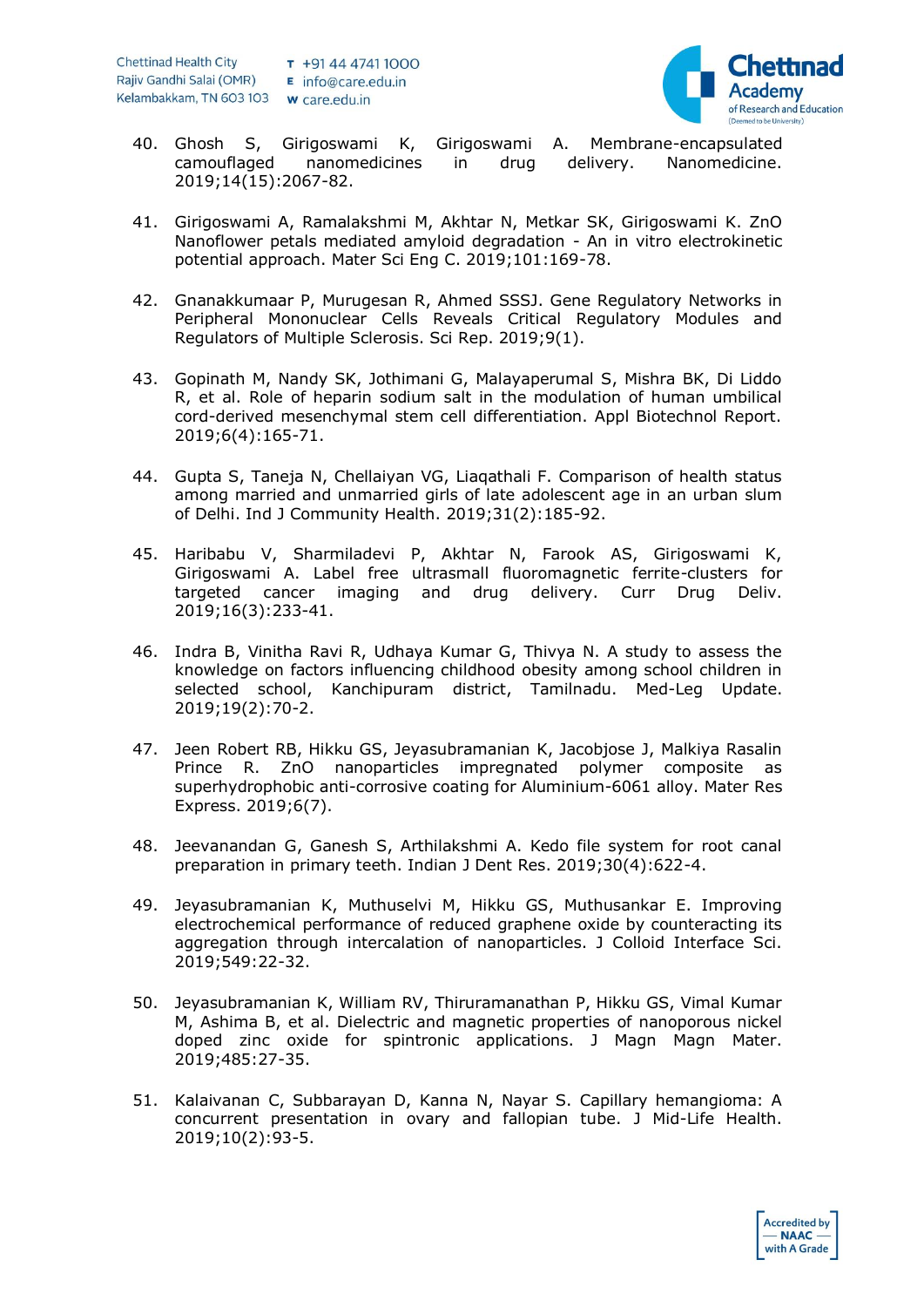40. Ghosh S, Girigoswami K, Girigoswami A. Membrane-encapsulated camouflaged nanomedicines in drug delivery. Nanomedicine. 2019;14(15):2067-82.

41. Girigoswami A, Ramalakshmi M, Akhtar N, Metkar SK, Girigoswami K. ZnO Nanoflower petals mediated amyloid degradation - An in vitro electrokinetic potential approach. Mater Sci Eng C. 2019;101:169-78.

42. Gnanakkumaar P, Murugesan R, Ahmed SSSJ. Gene Regulatory Networks in Peripheral Mononuclear Cells Reveals Critical Regulatory Modules and Regulators of Multiple Sclerosis. Sci Rep. 2019;9(1).

43. Gopinath M, Nandy SK, Jothimani G, Malayaperumal S, Mishra BK, Di Liddo R, et al. Role of heparin sodium salt in the modulation of human umbilical cord-derived mesenchymal stem cell differentiation. Appl Biotechnol Report. 2019;6(4):165-71.

44. Gupta S, Taneja N, Chellaiyan VG, Liaqathali F. Comparison of health status among married and unmarried girls of late adolescent age in an urban slum of Delhi. Ind J Community Health. 2019;31(2):185-92.

45. Haribabu V, Sharmiladevi P, Akhtar N, Farook AS, Girigoswami K, Girigoswami A. Label free ultrasmall fluoromagnetic ferrite-clusters for targeted cancer imaging and drug delivery. Curr Drug Deliv. 2019;16(3):233-41.

46. Indra B, Vinitha Ravi R, Udhaya Kumar G, Thivya N. A study to assess the knowledge on factors influencing childhood obesity among school children in selected school, Kanchipuram district, Tamilnadu. Med-Leg Update. 2019;19(2):70-2.

47. Jeen Robert RB, Hikku GS, Jeyasubramanian K, Jacobjose J, Malkiya Rasalin Prince R. ZnO nanoparticles impregnated polymer composite as superhydrophobic anti-corrosive coating for Aluminium-6061 alloy. Mater Res Express. 2019;6(7).

48. Jeevanandan G, Ganesh S, Arthilakshmi A. Kedo file system for root canal preparation in primary teeth. Indian J Dent Res. 2019;30(4):622-4.

49. Jeyasubramanian K, Muthuselvi M, Hikku GS, Muthusankar E. Improving electrochemical performance of reduced graphene oxide by counteracting its aggregation through intercalation of nanoparticles. J Colloid Interface Sci. 2019;549:22-32.

50. Jeyasubramanian K, William RV, Thiruramanathan P, Hikku GS, Vimal Kumar M, Ashima B, et al. Dielectric and magnetic properties of nanoporous nickel doped zinc oxide for spintronic applications. J Magn Magn Mater. 2019;485:27-35.

51. Kalaivanan C, Subbarayan D, Kanna N, Nayar S. Capillary hemangioma: A concurrent presentation in ovary and fallopian tube. J Mid-Life Health. 2019;10(2):93-5.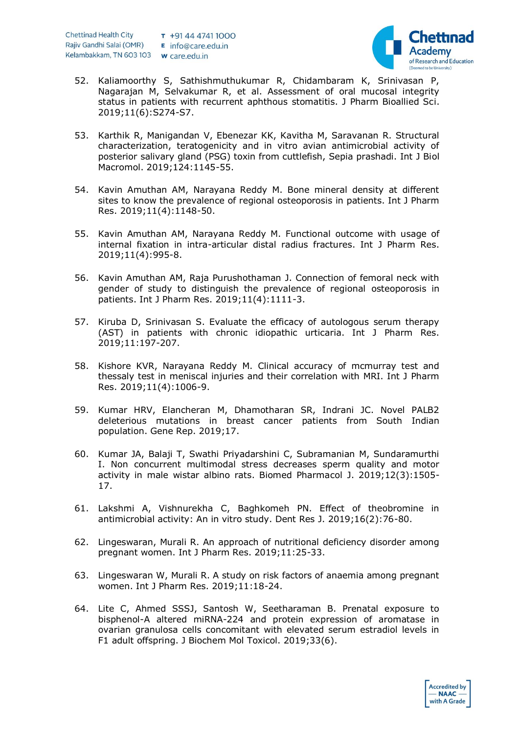52. Kaliamoorthy S, Sathishmuthukumar R, Chidambaram K, Srinivasan P, Nagarajan M, Selvakumar R, et al. Assessment of oral mucosal integrity status in patients with recurrent aphthous stomatitis. J Pharm Bioallied Sci. 2019;11(6):S274-S7.

53. Karthik R, Manigandan V, Ebenezar KK, Kavitha M, Saravanan R. Structural characterization, teratogenicity and in vitro avian antimicrobial activity of posterior salivary gland (PSG) toxin from cuttlefish, Sepia prashadi. Int J Biol Macromol. 2019;124:1145-55.

54. Kavin Amuthan AM, Narayana Reddy M. Bone mineral density at different sites to know the prevalence of regional osteoporosis in patients. Int J Pharm Res. 2019;11(4):1148-50.

55. Kavin Amuthan AM, Narayana Reddy M. Functional outcome with usage of internal fixation in intra-articular distal radius fractures. Int J Pharm Res. 2019;11(4):995-8.

56. Kavin Amuthan AM, Raja Purushothaman J. Connection of femoral neck with gender of study to distinguish the prevalence of regional osteoporosis in patients. Int J Pharm Res. 2019;11(4):1111-3.

57. Kiruba D, Srinivasan S. Evaluate the efficacy of autologous serum therapy (AST) in patients with chronic idiopathic urticaria. Int J Pharm Res. 2019;11:197-207.

58. Kishore KVR, Narayana Reddy M. Clinical accuracy of mcmurray test and thessaly test in meniscal injuries and their correlation with MRI. Int J Pharm Res. 2019;11(4):1006-9.

59. Kumar HRV, Elancheran M, Dhamotharan SR, Indrani JC. Novel PALB2 deleterious mutations in breast cancer patients from South Indian population. Gene Rep. 2019;17.

60. Kumar JA, Balaji T, Swathi Priyadarshini C, Subramanian M, Sundaramurthi I. Non concurrent multimodal stress decreases sperm quality and motor activity in male wistar albino rats. Biomed Pharmacol J. 2019;12(3):1505-17.

61. Lakshmi A, Vishnurekha C, Baghkomeh PN. Effect of theobromine in antimicrobial activity: An in vitro study. Dent Res J. 2019;16(2):76-80.

62. Lingeswaran, Murali R. An approach of nutritional deficiency disorder among pregnant women. Int J Pharm Res. 2019;11:25-33.

63. Lingeswaran W, Murali R. A study on risk factors of anaemia among pregnant women. Int J Pharm Res. 2019;11:18-24.

64. Lite C, Ahmed SSSJ, Santosh W, Seetharaman B. Prenatal exposure to bisphenol-A altered miRNA-224 and protein expression of aromatase in ovarian granulosa cells concomitant with elevated serum estradiol levels in F1 adult offspring. J Biochem Mol Toxicol. 2019;33(6).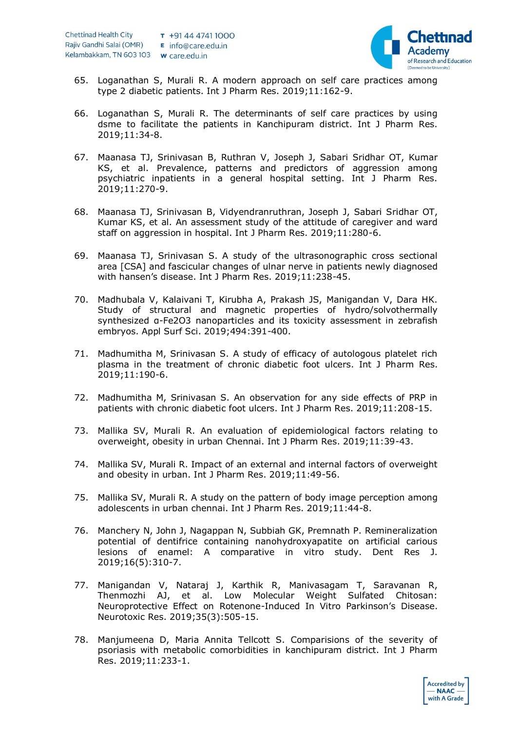65. Loganathan S, Murali R. A modern approach on self care practices among type 2 diabetic patients. Int J Pharm Res. 2019;11:162-9.

66. Loganathan S, Murali R. The determinants of self care practices by using dsme to facilitate the patients in Kanchipuram district. Int J Pharm Res. 2019;11:34-8.

67. Maanasa TJ, Srinivasan B, Ruthran V, Joseph J, Sabari Sridhar OT, Kumar KS, et al. Prevalence, patterns and predictors of aggression among psychiatric inpatients in a general hospital setting. Int J Pharm Res. 2019;11:270-9.

68. Maanasa TJ, Srinivasan B, Vidyendranruthran, Joseph J, Sabari Sridhar OT, Kumar KS, et al. An assessment study of the attitude of caregiver and ward staff on aggression in hospital. Int J Pharm Res. 2019;11:280-6.

69. Maanasa TJ, Srinivasan S. A study of the ultrasonographic cross sectional area [CSA] and fascicular changes of ulnar nerve in patients newly diagnosed with hansen's disease. Int J Pharm Res. 2019;11:238-45.

70. Madhubala V, Kalaivani T, Kirubha A, Prakash JS, Manigandan V, Dara HK. Study of structural and magnetic properties of hydro/solvothermally synthesized α-$Fe_2O_3$ nanoparticles and its toxicity assessment in zebrafish embryos. Appl Surf Sci. 2019;494:391-400.

71. Madhumitha M, Srinivasan S. A study of efficacy of autologous platelet rich plasma in the treatment of chronic diabetic foot ulcers. Int J Pharm Res. 2019;11:190-6.

72. Madhumitha M, Srinivasan S. An observation for any side effects of PRP in patients with chronic diabetic foot ulcers. Int J Pharm Res. 2019;11:208-15.

73. Mallika SV, Murali R. An evaluation of epidemiological factors relating to overweight, obesity in urban Chennai. Int J Pharm Res. 2019;11:39-43.

74. Mallika SV, Murali R. Impact of an external and internal factors of overweight and obesity in urban. Int J Pharm Res. 2019;11:49-56.

75. Mallika SV, Murali R. A study on the pattern of body image perception among adolescents in urban chennai. Int J Pharm Res. 2019;11:44-8.

76. Manchery N, John J, Nagappan N, Subbiah GK, Premnath P. Remineralization potential of dentifrice containing nanohydroxyapatite on artificial carious lesions of enamel: A comparative in vitro study. Dent Res J. 2019;16(5):310-7.

77. Manigandan V, Nataraj J, Karthik R, Manivasagam T, Saravanan R, Thenmozhi AJ, et al. Low Molecular Weight Sulfated Chitosan: Neuroprotective Effect on Rotenone-Induced In Vitro Parkinson's Disease. Neurotoxic Res. 2019;35(3):505-15.

78. Manjumeena D, Maria Annita Tellcott S. Comparisions of the severity of psoriasis with metabolic comorbidities in kanchipuram district. Int J Pharm Res. 2019;11:233-1.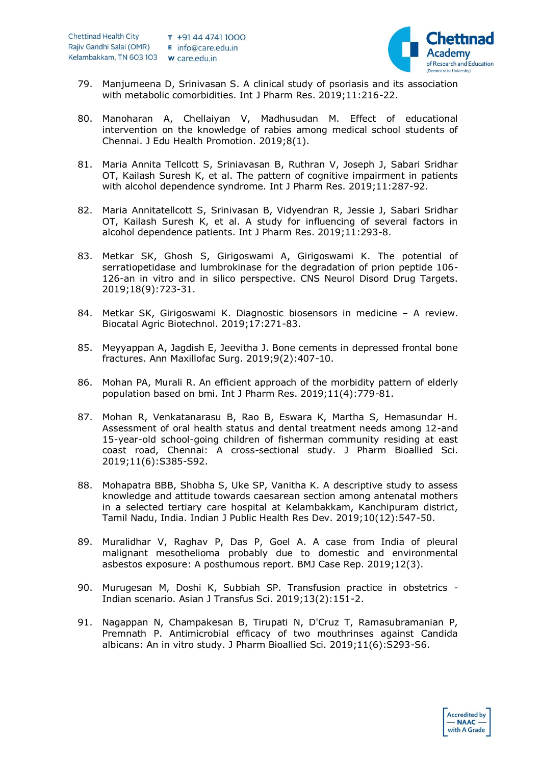79. Manjumeena D, Srinivasan S. A clinical study of psoriasis and its association with metabolic comorbidities. Int J Pharm Res. 2019;11:216-22.

80. Manoharan A, Chellaiyan V, Madhusudan M. Effect of educational intervention on the knowledge of rabies among medical school students of Chennai. J Edu Health Promotion. 2019;8(1).

81. Maria Annita Tellcott S, Sriniavasan B, Ruthran V, Joseph J, Sabari Sridhar OT, Kailash Suresh K, et al. The pattern of cognitive impairment in patients with alcohol dependence syndrome. Int J Pharm Res. 2019;11:287-92.

82. Maria Annitatellcott S, Srinivasan B, Vidyendran R, Jessie J, Sabari Sridhar OT, Kailash Suresh K, et al. A study for influencing of several factors in alcohol dependence patients. Int J Pharm Res. 2019;11:293-8.

83. Metkar SK, Ghosh S, Girigoswami A, Girigoswami K. The potential of serratiopetidase and lumbrokinase for the degradation of prion peptide 106-126-an in vitro and in silico perspective. CNS Neurol Disord Drug Targets. 2019;18(9):723-31.

84. Metkar SK, Girigoswami K. Diagnostic biosensors in medicine – A review. Biocatal Agric Biotechnol. 2019;17:271-83.

85. Meyyappan A, Jagdish E, Jeevitha J. Bone cements in depressed frontal bone fractures. Ann Maxillofac Surg. 2019;9(2):407-10.

86. Mohan PA, Murali R. An efficient approach of the morbidity pattern of elderly population based on bmi. Int J Pharm Res. 2019;11(4):779-81.

87. Mohan R, Venkatanarasu B, Rao B, Eswara K, Martha S, Hemasundar H. Assessment of oral health status and dental treatment needs among 12-and 15-year-old school-going children of fisherman community residing at east coast road, Chennai: A cross-sectional study. J Pharm Bioallied Sci. 2019;11(6):S385-S92.

88. Mohapatra BBB, Shobha S, Uke SP, Vanitha K. A descriptive study to assess knowledge and attitude towards caesarean section among antenatal mothers in a selected tertiary care hospital at Kelambakkam, Kanchipuram district, Tamil Nadu, India. Indian J Public Health Res Dev. 2019;10(12):547-50.

89. Muralidhar V, Raghav P, Das P, Goel A. A case from India of pleural malignant mesothelioma probably due to domestic and environmental asbestos exposure: A posthumous report. BMJ Case Rep. 2019;12(3).

90. Murugesan M, Doshi K, Subbiah SP. Transfusion practice in obstetrics - Indian scenario. Asian J Transfus Sci. 2019;13(2):151-2.

91. Nagappan N, Champakesan B, Tirupati N, D'Cruz T, Ramasubramanian P, Premnath P. Antimicrobial efficacy of two mouthrinses against Candida albicans: An in vitro study. J Pharm Bioallied Sci. 2019;11(6):S293-S6.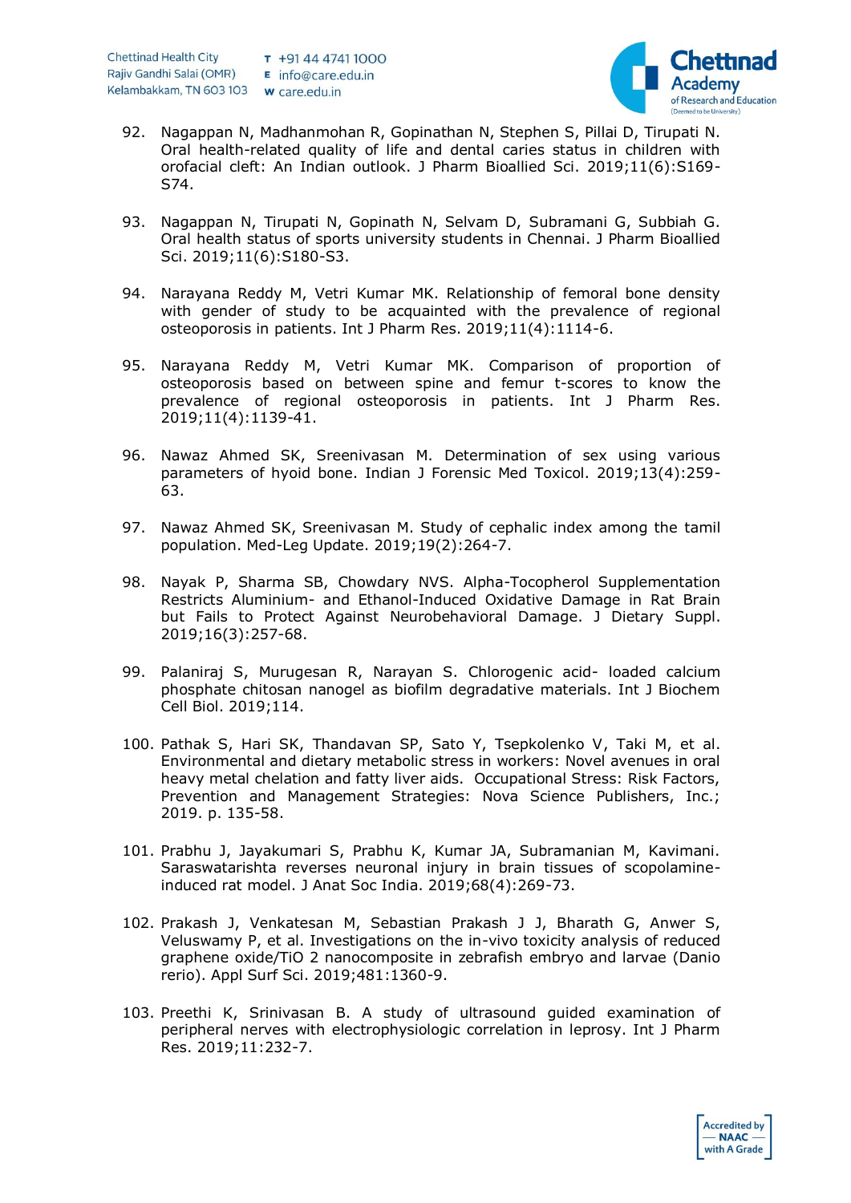92. Nagappan N, Madhanmohan R, Gopinathan N, Stephen S, Pillai D, Tirupati N. Oral health-related quality of life and dental caries status in children with orofacial cleft: An Indian outlook. J Pharm Bioallied Sci. 2019;11(6):S169-S74.

93. Nagappan N, Tirupati N, Gopinath N, Selvam D, Subramani G, Subbiah G. Oral health status of sports university students in Chennai. J Pharm Bioallied Sci. 2019;11(6):S180-S3.

94. Narayana Reddy M, Vetri Kumar MK. Relationship of femoral bone density with gender of study to be acquainted with the prevalence of regional osteoporosis in patients. Int J Pharm Res. 2019;11(4):1114-6.

95. Narayana Reddy M, Vetri Kumar MK. Comparison of proportion of osteoporosis based on between spine and femur t-scores to know the prevalence of regional osteoporosis in patients. Int J Pharm Res. 2019;11(4):1139-41.

96. Nawaz Ahmed SK, Sreenivasan M. Determination of sex using various parameters of hyoid bone. Indian J Forensic Med Toxicol. 2019;13(4):259-63.

97. Nawaz Ahmed SK, Sreenivasan M. Study of cephalic index among the tamil population. Med-Leg Update. 2019;19(2):264-7.

98. Nayak P, Sharma SB, Chowdary NVS. Alpha-Tocopherol Supplementation Restricts Aluminium- and Ethanol-Induced Oxidative Damage in Rat Brain but Fails to Protect Against Neurobehavioral Damage. J Dietary Suppl. 2019;16(3):257-68.

99. Palaniraj S, Murugesan R, Narayan S. Chlorogenic acid- loaded calcium phosphate chitosan nanogel as biofilm degradative materials. Int J Biochem Cell Biol. 2019;114.

100. Pathak S, Hari SK, Thandavan SP, Sato Y, Tsepkolenko V, Taki M, et al. Environmental and dietary metabolic stress in workers: Novel avenues in oral heavy metal chelation and fatty liver aids. Occupational Stress: Risk Factors, Prevention and Management Strategies: Nova Science Publishers, Inc.; 2019. p. 135-58.

101. Prabhu J, Jayakumari S, Prabhu K, Kumar JA, Subramanian M, Kavimani. Saraswatarishta reverses neuronal injury in brain tissues of scopolamine-induced rat model. J Anat Soc India. 2019;68(4):269-73.

102. Prakash J, Venkatesan M, Sebastian Prakash J J, Bharath G, Anwer S, Veluswamy P, et al. Investigations on the in-vivo toxicity analysis of reduced graphene oxide/TiO 2 nanocomposite in zebrafish embryo and larvae (Danio rerio). Appl Surf Sci. 2019;481:1360-9.

103. Preethi K, Srinivasan B. A study of ultrasound guided examination of peripheral nerves with electrophysiologic correlation in leprosy. Int J Pharm Res. 2019;11:232-7.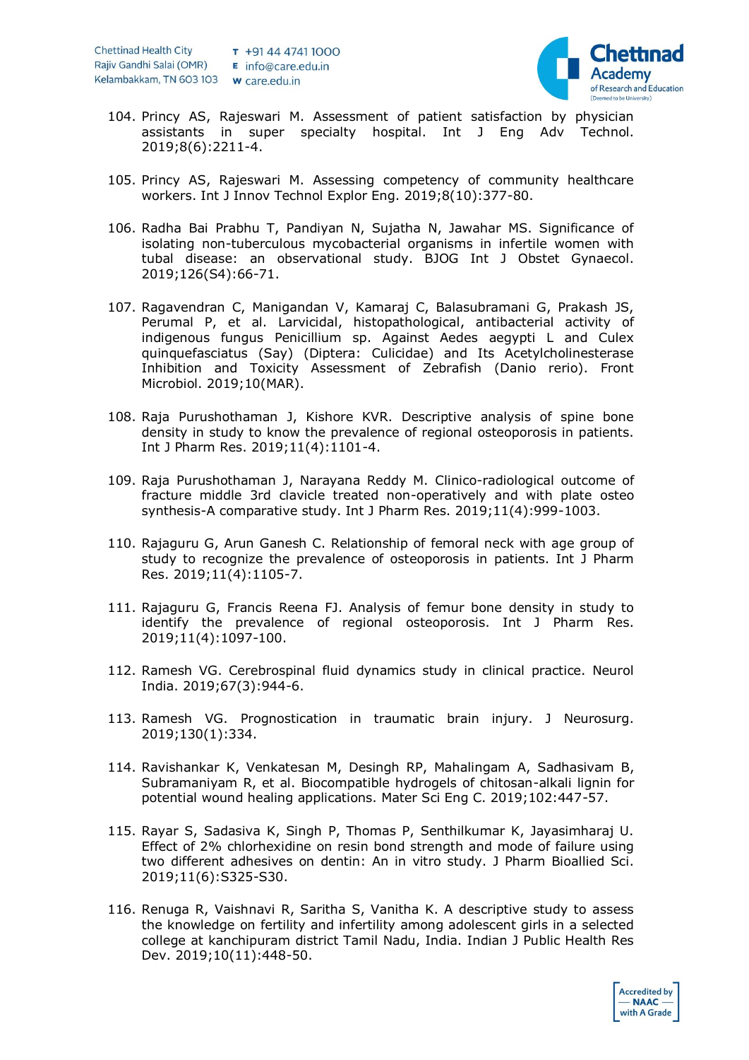104. Princy AS, Rajeswari M. Assessment of patient satisfaction by physician assistants in super specialty hospital. Int J Eng Adv Technol. 2019;8(6):2211-4.

105. Princy AS, Rajeswari M. Assessing competency of community healthcare workers. Int J Innov Technol Explor Eng. 2019;8(10):377-80.

106. Radha Bai Prabhu T, Pandiyan N, Sujatha N, Jawahar MS. Significance of isolating non-tuberculous mycobacterial organisms in infertile women with tubal disease: an observational study. BJOG Int J Obstet Gynaecol. 2019;126(S4):66-71.

107. Ragavendran C, Manigandan V, Kamaraj C, Balasubramani G, Prakash JS, Perumal P, et al. Larvicidal, histopathological, antibacterial activity of indigenous fungus Penicillium sp. Against Aedes aegypti L and Culex quinquefasciatus (Say) (Diptera: Culicidae) and Its Acetylcholinesterase Inhibition and Toxicity Assessment of Zebrafish (Danio rerio). Front Microbiol. 2019;10(MAR).

108. Raja Purushothaman J, Kishore KVR. Descriptive analysis of spine bone density in study to know the prevalence of regional osteoporosis in patients. Int J Pharm Res. 2019;11(4):1101-4.

109. Raja Purushothaman J, Narayana Reddy M. Clinico-radiological outcome of fracture middle 3rd clavicle treated non-operatively and with plate osteo synthesis-A comparative study. Int J Pharm Res. 2019;11(4):999-1003.

110. Rajaguru G, Arun Ganesh C. Relationship of femoral neck with age group of study to recognize the prevalence of osteoporosis in patients. Int J Pharm Res. 2019;11(4):1105-7.

111. Rajaguru G, Francis Reena FJ. Analysis of femur bone density in study to identify the prevalence of regional osteoporosis. Int J Pharm Res. 2019;11(4):1097-100.

112. Ramesh VG. Cerebrospinal fluid dynamics study in clinical practice. Neurol India. 2019;67(3):944-6.

113. Ramesh VG. Prognostication in traumatic brain injury. J Neurosurg. 2019;130(1):334.

114. Ravishankar K, Venkatesan M, Desingh RP, Mahalingam A, Sadhasivam B, Subramaniyam R, et al. Biocompatible hydrogels of chitosan-alkali lignin for potential wound healing applications. Mater Sci Eng C. 2019;102:447-57.

115. Rayar S, Sadasiva K, Singh P, Thomas P, Senthilkumar K, Jayasimharaj U. Effect of 2% chlorhexidine on resin bond strength and mode of failure using two different adhesives on dentin: An in vitro study. J Pharm Bioallied Sci. 2019;11(6):S325-S30.

116. Renuga R, Vaishnavi R, Saritha S, Vanitha K. A descriptive study to assess the knowledge on fertility and infertility among adolescent girls in a selected college at kanchipuram district Tamil Nadu, India. Indian J Public Health Res Dev. 2019;10(11):448-50.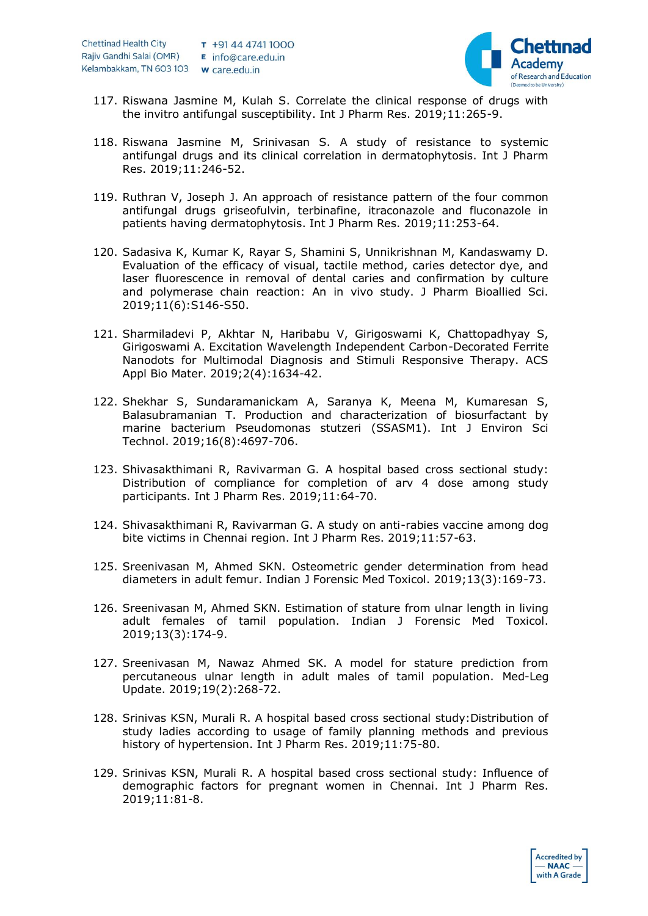117. Riswana Jasmine M, Kulah S. Correlate the clinical response of drugs with the invitro antifungal susceptibility. Int J Pharm Res. 2019;11:265-9.

118. Riswana Jasmine M, Srinivasan S. A study of resistance to systemic antifungal drugs and its clinical correlation in dermatophytosis. Int J Pharm Res. 2019;11:246-52.

119. Ruthran V, Joseph J. An approach of resistance pattern of the four common antifungal drugs griseofulvin, terbinafine, itraconazole and fluconazole in patients having dermatophytosis. Int J Pharm Res. 2019;11:253-64.

120. Sadasiva K, Kumar K, Rayar S, Shamini S, Unnikrishnan M, Kandaswamy D. Evaluation of the efficacy of visual, tactile method, caries detector dye, and laser fluorescence in removal of dental caries and confirmation by culture and polymerase chain reaction: An in vivo study. J Pharm Bioallied Sci. 2019;11(6):S146-S50.

121. Sharmiladevi P, Akhtar N, Haribabu V, Girigoswami K, Chattopadhyay S, Girigoswami A. Excitation Wavelength Independent Carbon-Decorated Ferrite Nanodots for Multimodal Diagnosis and Stimuli Responsive Therapy. ACS Appl Bio Mater. 2019;2(4):1634-42.

122. Shekhar S, Sundaramanickam A, Saranya K, Meena M, Kumaresan S, Balasubramanian T. Production and characterization of biosurfactant by marine bacterium Pseudomonas stutzeri (SSASM1). Int J Environ Sci Technol. 2019;16(8):4697-706.

123. Shivasakthimani R, Ravivarman G. A hospital based cross sectional study: Distribution of compliance for completion of arv 4 dose among study participants. Int J Pharm Res. 2019;11:64-70.

124. Shivasakthimani R, Ravivarman G. A study on anti-rabies vaccine among dog bite victims in Chennai region. Int J Pharm Res. 2019;11:57-63.

125. Sreenivasan M, Ahmed SKN. Osteometric gender determination from head diameters in adult femur. Indian J Forensic Med Toxicol. 2019;13(3):169-73.

126. Sreenivasan M, Ahmed SKN. Estimation of stature from ulnar length in living adult females of tamil population. Indian J Forensic Med Toxicol. 2019;13(3):174-9.

127. Sreenivasan M, Nawaz Ahmed SK. A model for stature prediction from percutaneous ulnar length in adult males of tamil population. Med-Leg Update. 2019;19(2):268-72.

128. Srinivas KSN, Murali R. A hospital based cross sectional study:Distribution of study ladies according to usage of family planning methods and previous history of hypertension. Int J Pharm Res. 2019;11:75-80.

129. Srinivas KSN, Murali R. A hospital based cross sectional study: Influence of demographic factors for pregnant women in Chennai. Int J Pharm Res. 2019;11:81-8.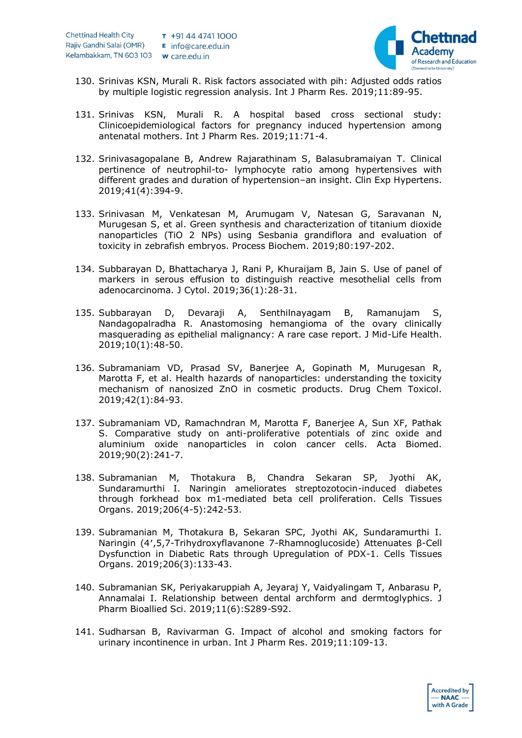130. Srinivas KSN, Murali R. Risk factors associated with pih: Adjusted odds ratios by multiple logistic regression analysis. Int J Pharm Res. 2019;11:89-95.

131. Srinivas KSN, Murali R. A hospital based cross sectional study: Clinicoepidemiological factors for pregnancy induced hypertension among antenatal mothers. Int J Pharm Res. 2019;11:71-4.

132. Srinivasagopalane B, Andrew Rajarathinam S, Balasubramaiyan T. Clinical pertinence of neutrophil-to- lymphocyte ratio among hypertensives with different grades and duration of hypertension–an insight. Clin Exp Hypertens. 2019;41(4):394-9.

133. Srinivasan M, Venkatesan M, Arumugam V, Natesan G, Saravanan N, Murugesan S, et al. Green synthesis and characterization of titanium dioxide nanoparticles ($TiO_2$ NPs) using Sesbania grandiflora and evaluation of toxicity in zebrafish embryos. Process Biochem. 2019;80:197-202.

134. Subbarayan D, Bhattacharya J, Rani P, Khuraijam B, Jain S. Use of panel of markers in serous effusion to distinguish reactive mesothelial cells from adenocarcinoma. J Cytol. 2019;36(1):28-31.

135. Subbarayan D, Devaraji A, Senthilnayagam B, Ramanujam S, Nandagopalradha R. Anastomosing hemangioma of the ovary clinically masquerading as epithelial malignancy: A rare case report. J Mid-Life Health. 2019;10(1):48-50.

136. Subramaniam VD, Prasad SV, Banerjee A, Gopinath M, Murugesan R, Marotta F, et al. Health hazards of nanoparticles: understanding the toxicity mechanism of nanosized ZnO in cosmetic products. Drug Chem Toxicol. 2019;42(1):84-93.

137. Subramaniam VD, Ramachndran M, Marotta F, Banerjee A, Sun XF, Pathak S. Comparative study on anti-proliferative potentials of zinc oxide and aluminium oxide nanoparticles in colon cancer cells. Acta Biomed. 2019;90(2):241-7.

138. Subramanian M, Thotakura B, Chandra Sekaran SP, Jyothi AK, Sundaramurthi I. Naringin ameliorates streptozotocin-induced diabetes through forkhead box m1-mediated beta cell proliferation. Cells Tissues Organs. 2019;206(4-5):242-53.

139. Subramanian M, Thotakura B, Sekaran SPC, Jyothi AK, Sundaramurthi I. Naringin (4',5,7-Trihydroxyflavanone 7-Rhamnoglucoside) Attenuates β-Cell Dysfunction in Diabetic Rats through Upregulation of PDX-1. Cells Tissues Organs. 2019;206(3):133-43.

140. Subramanian SK, Periyakaruppiah A, Jeyaraj Y, Vaidyalingam T, Anbarasu P, Annamalai I. Relationship between dental archform and dermtoglyphics. J Pharm Bioallied Sci. 2019;11(6):S289-S92.

141. Sudharsan B, Ravivarman G. Impact of alcohol and smoking factors for urinary incontinence in urban. Int J Pharm Res. 2019;11:109-13.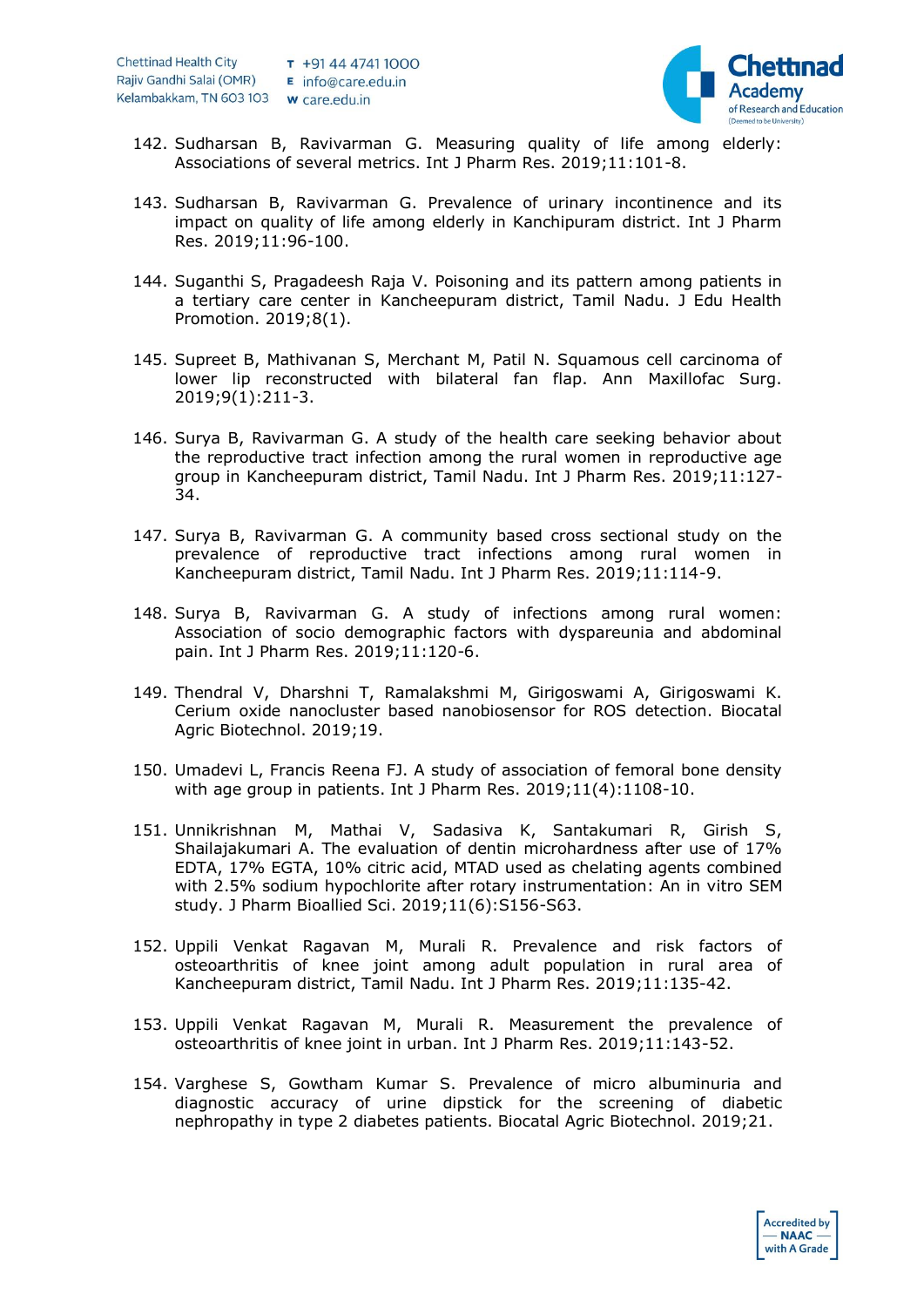142. Sudharsan B, Ravivarman G. Measuring quality of life among elderly: Associations of several metrics. Int J Pharm Res. 2019;11:101-8.

143. Sudharsan B, Ravivarman G. Prevalence of urinary incontinence and its impact on quality of life among elderly in Kanchipuram district. Int J Pharm Res. 2019;11:96-100.

144. Suganthi S, Pragadeesh Raja V. Poisoning and its pattern among patients in a tertiary care center in Kancheepuram district, Tamil Nadu. J Edu Health Promotion. 2019;8(1).

145. Supreet B, Mathivanan S, Merchant M, Patil N. Squamous cell carcinoma of lower lip reconstructed with bilateral fan flap. Ann Maxillofac Surg. 2019;9(1):211-3.

146. Surya B, Ravivarman G. A study of the health care seeking behavior about the reproductive tract infection among the rural women in reproductive age group in Kancheepuram district, Tamil Nadu. Int J Pharm Res. 2019;11:127-34.

147. Surya B, Ravivarman G. A community based cross sectional study on the prevalence of reproductive tract infections among rural women in Kancheepuram district, Tamil Nadu. Int J Pharm Res. 2019;11:114-9.

148. Surya B, Ravivarman G. A study of infections among rural women: Association of socio demographic factors with dyspareunia and abdominal pain. Int J Pharm Res. 2019;11:120-6.

149. Thendral V, Dharshni T, Ramalakshmi M, Girigoswami A, Girigoswami K. Cerium oxide nanocluster based nanobiosensor for ROS detection. Biocatal Agric Biotechnol. 2019;19.

150. Umadevi L, Francis Reena FJ. A study of association of femoral bone density with age group in patients. Int J Pharm Res. 2019;11(4):1108-10.

151. Unnikrishnan M, Mathai V, Sadasiva K, Santakumari R, Girish S, Shailajakumari A. The evaluation of dentin microhardness after use of 17% EDTA, 17% EGTA, 10% citric acid, MTAD used as chelating agents combined with 2.5% sodium hypochlorite after rotary instrumentation: An in vitro SEM study. J Pharm Bioallied Sci. 2019;11(6):S156-S63.

152. Uppili Venkat Ragavan M, Murali R. Prevalence and risk factors of osteoarthritis of knee joint among adult population in rural area of Kancheepuram district, Tamil Nadu. Int J Pharm Res. 2019;11:135-42.

153. Uppili Venkat Ragavan M, Murali R. Measurement the prevalence of osteoarthritis of knee joint in urban. Int J Pharm Res. 2019;11:143-52.

154. Varghese S, Gowtham Kumar S. Prevalence of micro albuminuria and diagnostic accuracy of urine dipstick for the screening of diabetic nephropathy in type 2 diabetes patients. Biocatal Agric Biotechnol. 2019;21.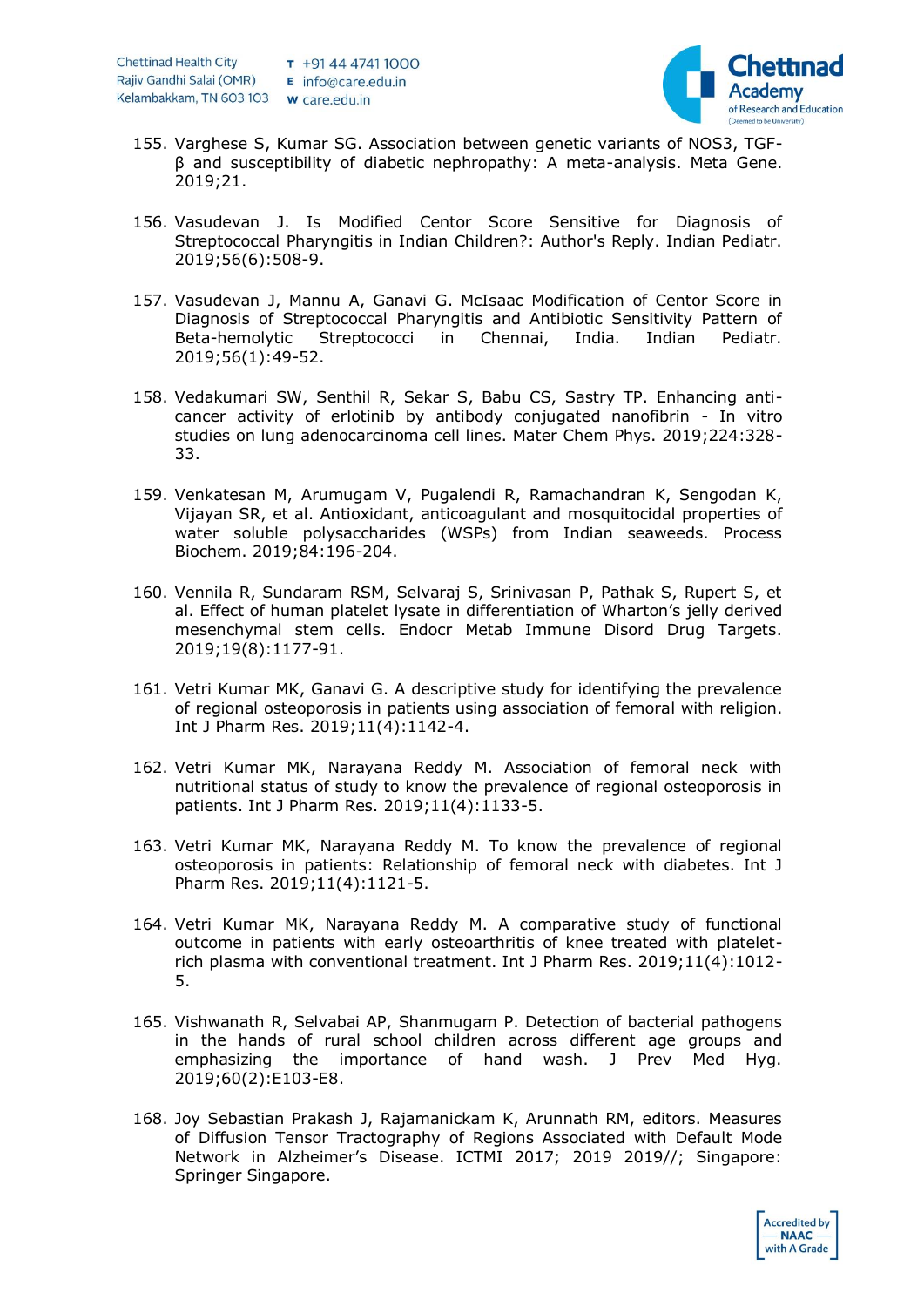155. Varghese S, Kumar SG. Association between genetic variants of NOS3, TGF-β and susceptibility of diabetic nephropathy: A meta-analysis. Meta Gene. 2019;21.

156. Vasudevan J. Is Modified Centor Score Sensitive for Diagnosis of Streptococcal Pharyngitis in Indian Children?: Author's Reply. Indian Pediatr. 2019;56(6):508-9.

157. Vasudevan J, Mannu A, Ganavi G. McIsaac Modification of Centor Score in Diagnosis of Streptococcal Pharyngitis and Antibiotic Sensitivity Pattern of Beta-hemolytic Streptococci in Chennai, India. Indian Pediatr. 2019;56(1):49-52.

158. Vedakumari SW, Senthil R, Sekar S, Babu CS, Sastry TP. Enhancing anti-cancer activity of erlotinib by antibody conjugated nanofibrin - In vitro studies on lung adenocarcinoma cell lines. Mater Chem Phys. 2019;224:328-33.

159. Venkatesan M, Arumugam V, Pugalendi R, Ramachandran K, Sengodan K, Vijayan SR, et al. Antioxidant, anticoagulant and mosquitocidal properties of water soluble polysaccharides (WSPs) from Indian seaweeds. Process Biochem. 2019;84:196-204.

160. Vennila R, Sundaram RSM, Selvaraj S, Srinivasan P, Pathak S, Rupert S, et al. Effect of human platelet lysate in differentiation of Wharton's jelly derived mesenchymal stem cells. Endocr Metab Immune Disord Drug Targets. 2019;19(8):1177-91.

161. Vetri Kumar MK, Ganavi G. A descriptive study for identifying the prevalence of regional osteoporosis in patients using association of femoral with religion. Int J Pharm Res. 2019;11(4):1142-4.

162. Vetri Kumar MK, Narayana Reddy M. Association of femoral neck with nutritional status of study to know the prevalence of regional osteoporosis in patients. Int J Pharm Res. 2019;11(4):1133-5.

163. Vetri Kumar MK, Narayana Reddy M. To know the prevalence of regional osteoporosis in patients: Relationship of femoral neck with diabetes. Int J Pharm Res. 2019;11(4):1121-5.

164. Vetri Kumar MK, Narayana Reddy M. A comparative study of functional outcome in patients with early osteoarthritis of knee treated with platelet-rich plasma with conventional treatment. Int J Pharm Res. 2019;11(4):1012-5.

165. Vishwanath R, Selvabai AP, Shanmugam P. Detection of bacterial pathogens in the hands of rural school children across different age groups and emphasizing the importance of hand wash. J Prev Med Hyg. 2019;60(2):E103-E8.

168. Joy Sebastian Prakash J, Rajamanickam K, Arunnath RM, editors. Measures of Diffusion Tensor Tractography of Regions Associated with Default Mode Network in Alzheimer's Disease. ICTMI 2017; 2019 2019//; Singapore: Springer Singapore.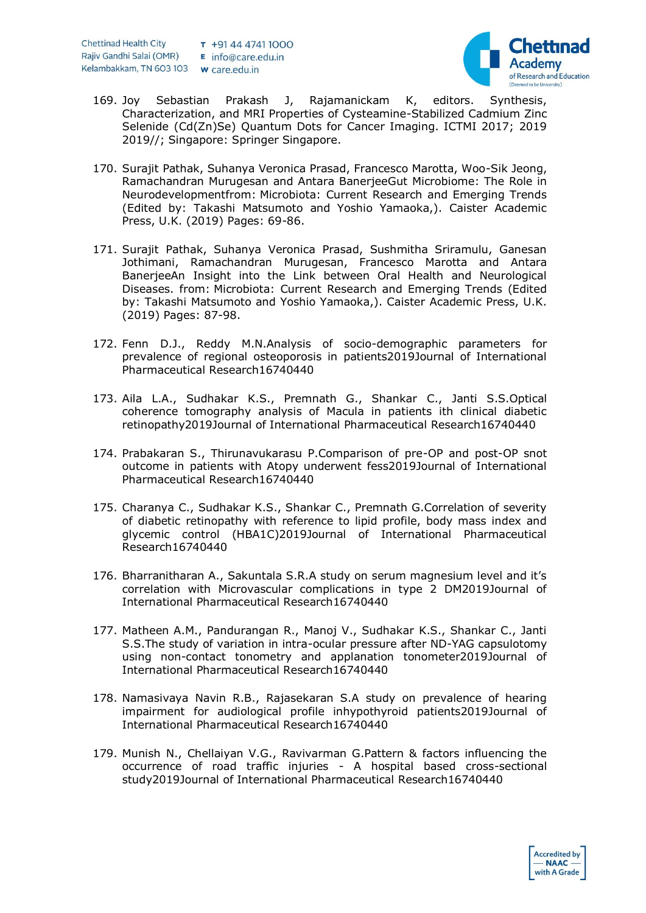169. Joy Sebastian Prakash J, Rajamanickam K, editors. Synthesis, Characterization, and MRI Properties of Cysteamine-Stabilized Cadmium Zinc Selenide (Cd(Zn)Se) Quantum Dots for Cancer Imaging. ICTMI 2017; 2019 2019//; Singapore: Springer Singapore.

170. Surajit Pathak, Suhanya Veronica Prasad, Francesco Marotta, Woo-Sik Jeong, Ramachandran Murugesan and Antara BanerjeeGut Microbiome: The Role in Neurodevelopmentfrom: Microbiota: Current Research and Emerging Trends (Edited by: Takashi Matsumoto and Yoshio Yamaoka,). Caister Academic Press, U.K. (2019) Pages: 69-86.

171. Surajit Pathak, Suhanya Veronica Prasad, Sushmitha Sriramulu, Ganesan Jothimani, Ramachandran Murugesan, Francesco Marotta and Antara BanerjeeAn Insight into the Link between Oral Health and Neurological Diseases. from: Microbiota: Current Research and Emerging Trends (Edited by: Takashi Matsumoto and Yoshio Yamaoka,). Caister Academic Press, U.K. (2019) Pages: 87-98.

172. Fenn D.J., Reddy M.N.Analysis of socio-demographic parameters for prevalence of regional osteoporosis in patients2019Journal of International Pharmaceutical Research16740440

173. Aila L.A., Sudhakar K.S., Premnath G., Shankar C., Janti S.S.Optical coherence tomography analysis of Macula in patients ith clinical diabetic retinopathy2019Journal of International Pharmaceutical Research16740440

174. Prabakaran S., Thirunavukarasu P.Comparison of pre-OP and post-OP snot outcome in patients with Atopy underwent fess2019Journal of International Pharmaceutical Research16740440

175. Charanya C., Sudhakar K.S., Shankar C., Premnath G.Correlation of severity of diabetic retinopathy with reference to lipid profile, body mass index and glycemic control (HBA1C)2019Journal of International Pharmaceutical Research16740440

176. Bharranitharan A., Sakuntala S.R.A study on serum magnesium level and it's correlation with Microvascular complications in type 2 DM2019Journal of International Pharmaceutical Research16740440

177. Matheen A.M., Pandurangan R., Manoj V., Sudhakar K.S., Shankar C., Janti S.S.The study of variation in intra-ocular pressure after ND-YAG capsulotomy using non-contact tonometry and applanation tonometer2019Journal of International Pharmaceutical Research16740440

178. Namasivaya Navin R.B., Rajasekaran S.A study on prevalence of hearing impairment for audiological profile inhypothyroid patients2019Journal of International Pharmaceutical Research16740440

179. Munish N., Chellaiyan V.G., Ravivarman G.Pattern & factors influencing the occurrence of road traffic injuries - A hospital based cross-sectional study2019Journal of International Pharmaceutical Research16740440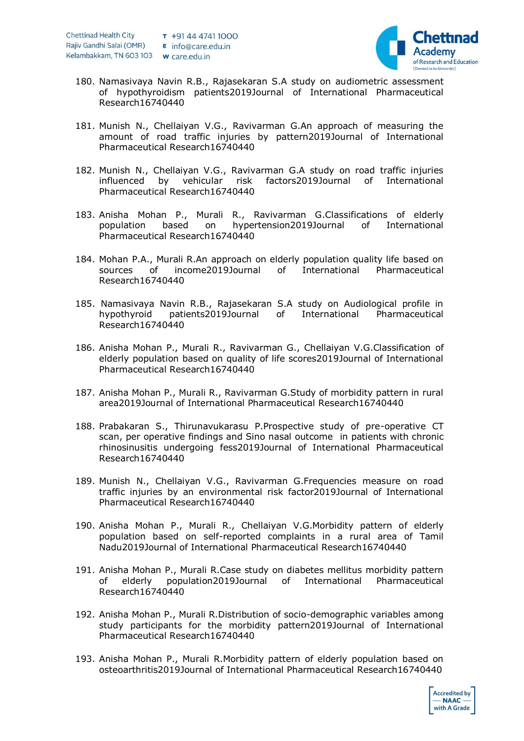180. Namasivaya Navin R.B., Rajasekaran S.A study on audiometric assessment of hypothyroidism patients2019Journal of International Pharmaceutical Research16740440

181. Munish N., Chellaiyan V.G., Ravivarman G.An approach of measuring the amount of road traffic injuries by pattern2019Journal of International Pharmaceutical Research16740440

182. Munish N., Chellaiyan V.G., Ravivarman G.A study on road traffic injuries influenced by vehicular risk factors2019Journal of International Pharmaceutical Research16740440

183. Anisha Mohan P., Murali R., Ravivarman G.Classifications of elderly population based on hypertension2019Journal of International Pharmaceutical Research16740440

184. Mohan P.A., Murali R.An approach on elderly population quality life based on sources of income2019Journal of International Pharmaceutical Research16740440

185. Namasivaya Navin R.B., Rajasekaran S.A study on Audiological profile in hypothyroid patients2019Journal of International Pharmaceutical Research16740440

186. Anisha Mohan P., Murali R., Ravivarman G., Chellaiyan V.G.Classification of elderly population based on quality of life scores2019Journal of International Pharmaceutical Research16740440

187. Anisha Mohan P., Murali R., Ravivarman G.Study of morbidity pattern in rural area2019Journal of International Pharmaceutical Research16740440

188. Prabakaran S., Thirunavukarasu P.Prospective study of pre-operative CT scan, per operative findings and Sino nasal outcome in patients with chronic rhinosinusitis undergoing fess2019Journal of International Pharmaceutical Research16740440

189. Munish N., Chellaiyan V.G., Ravivarman G.Frequencies measure on road traffic injuries by an environmental risk factor2019Journal of International Pharmaceutical Research16740440

190. Anisha Mohan P., Murali R., Chellaiyan V.G.Morbidity pattern of elderly population based on self-reported complaints in a rural area of Tamil Nadu2019Journal of International Pharmaceutical Research16740440

191. Anisha Mohan P., Murali R.Case study on diabetes mellitus morbidity pattern of elderly population2019Journal of International Pharmaceutical Research16740440

192. Anisha Mohan P., Murali R.Distribution of socio-demographic variables among study participants for the morbidity pattern2019Journal of International Pharmaceutical Research16740440

193. Anisha Mohan P., Murali R.Morbidity pattern of elderly population based on osteoarthritis2019Journal of International Pharmaceutical Research16740440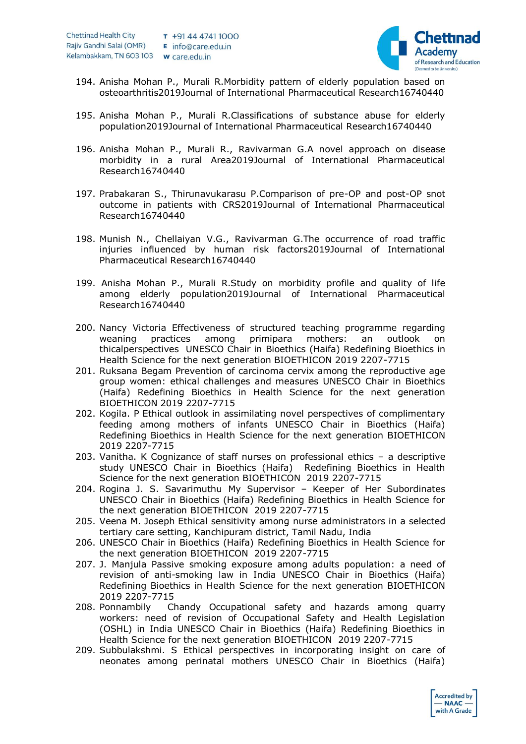194. Anisha Mohan P., Murali R.Morbidity pattern of elderly population based on osteoarthritis2019Journal of International Pharmaceutical Research16740440

195. Anisha Mohan P., Murali R.Classifications of substance abuse for elderly population2019Journal of International Pharmaceutical Research16740440

196. Anisha Mohan P., Murali R., Ravivarman G.A novel approach on disease morbidity in a rural Area2019Journal of International Pharmaceutical Research16740440

197. Prabakaran S., Thirunavukarasu P.Comparison of pre-OP and post-OP snot outcome in patients with CRS2019Journal of International Pharmaceutical Research16740440

198. Munish N., Chellaiyan V.G., Ravivarman G.The occurrence of road traffic injuries influenced by human risk factors2019Journal of International Pharmaceutical Research16740440

199. Anisha Mohan P., Murali R.Study on morbidity profile and quality of life among elderly population2019Journal of International Pharmaceutical Research16740440

200. Nancy Victoria Effectiveness of structured teaching programme regarding weaning practices among primipara mothers: an outlook on thicalperspectives UNESCO Chair in Bioethics (Haifa) Redefining Bioethics in Health Science for the next generation BIOETHICON 2019 2207-7715
201. Ruksana Begam Prevention of carcinoma cervix among the reproductive age group women: ethical challenges and measures UNESCO Chair in Bioethics (Haifa) Redefining Bioethics in Health Science for the next generation BIOETHICON 2019 2207-7715
202. Kogila. P Ethical outlook in assimilating novel perspectives of complimentary feeding among mothers of infants UNESCO Chair in Bioethics (Haifa) Redefining Bioethics in Health Science for the next generation BIOETHICON 2019 2207-7715
203. Vanitha. K Cognizance of staff nurses on professional ethics – a descriptive study UNESCO Chair in Bioethics (Haifa) Redefining Bioethics in Health Science for the next generation BIOETHICON 2019 2207-7715
204. Rogina J. S. Savarimuthu My Supervisor – Keeper of Her Subordinates UNESCO Chair in Bioethics (Haifa) Redefining Bioethics in Health Science for the next generation BIOETHICON 2019 2207-7715
205. Veena M. Joseph Ethical sensitivity among nurse administrators in a selected tertiary care setting, Kanchipuram district, Tamil Nadu, India
206. UNESCO Chair in Bioethics (Haifa) Redefining Bioethics in Health Science for the next generation BIOETHICON 2019 2207-7715
207. J. Manjula Passive smoking exposure among adults population: a need of revision of anti-smoking law in India UNESCO Chair in Bioethics (Haifa) Redefining Bioethics in Health Science for the next generation BIOETHICON 2019 2207-7715
208. Ponnambily Chandy Occupational safety and hazards among quarry workers: need of revision of Occupational Safety and Health Legislation (OSHL) in India UNESCO Chair in Bioethics (Haifa) Redefining Bioethics in Health Science for the next generation BIOETHICON 2019 2207-7715
209. Subbulakshmi. S Ethical perspectives in incorporating insight on care of neonates among perinatal mothers UNESCO Chair in Bioethics (Haifa)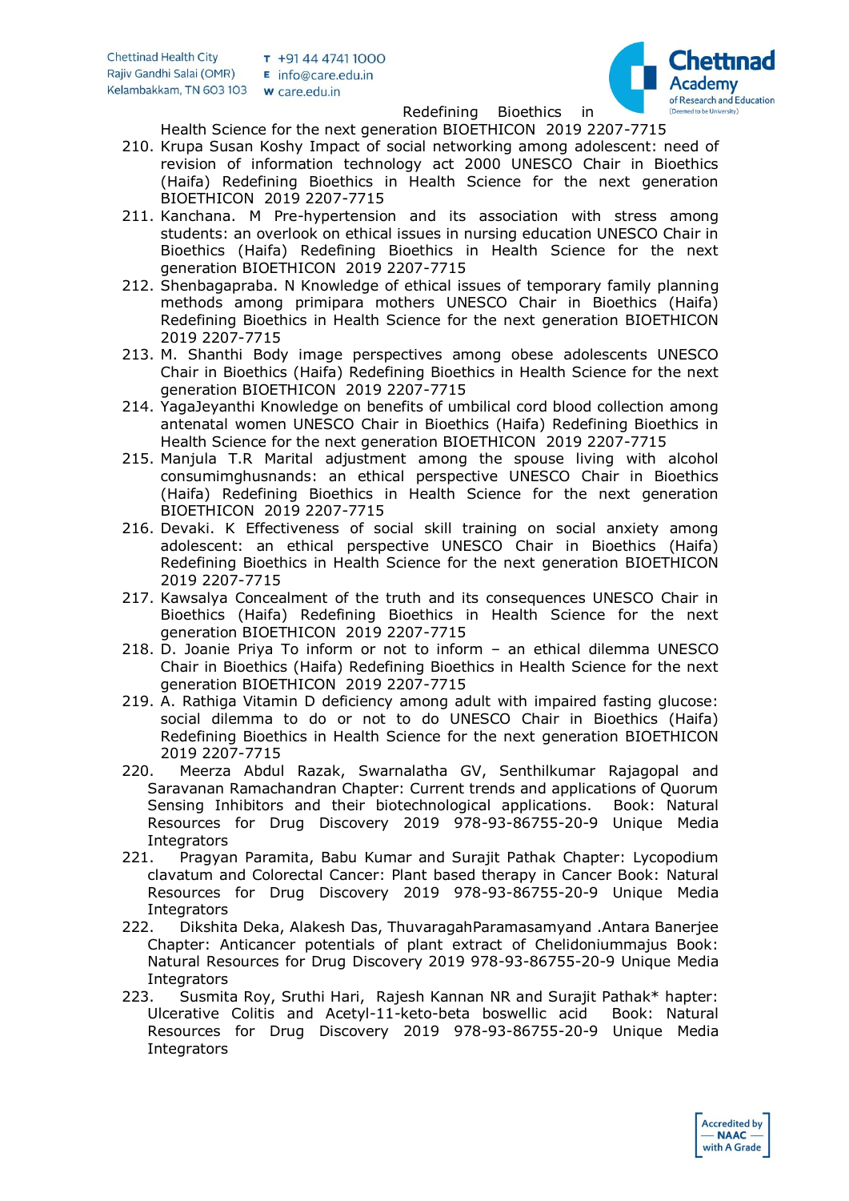Redefining Bioethics in Health Science for the next generation BIOETHICON 2019 2207-7715

210. Krupa Susan Koshy Impact of social networking among adolescent: need of revision of information technology act 2000 UNESCO Chair in Bioethics (Haifa) Redefining Bioethics in Health Science for the next generation BIOETHICON 2019 2207-7715
211. Kanchana. M Pre-hypertension and its association with stress among students: an overlook on ethical issues in nursing education UNESCO Chair in Bioethics (Haifa) Redefining Bioethics in Health Science for the next generation BIOETHICON 2019 2207-7715
212. Shenbagapraba. N Knowledge of ethical issues of temporary family planning methods among primipara mothers UNESCO Chair in Bioethics (Haifa) Redefining Bioethics in Health Science for the next generation BIOETHICON 2019 2207-7715
213. M. Shanthi Body image perspectives among obese adolescents UNESCO Chair in Bioethics (Haifa) Redefining Bioethics in Health Science for the next generation BIOETHICON 2019 2207-7715
214. YagaJeyanthi Knowledge on benefits of umbilical cord blood collection among antenatal women UNESCO Chair in Bioethics (Haifa) Redefining Bioethics in Health Science for the next generation BIOETHICON 2019 2207-7715
215. Manjula T.R Marital adjustment among the spouse living with alcohol consumimghusnands: an ethical perspective UNESCO Chair in Bioethics (Haifa) Redefining Bioethics in Health Science for the next generation BIOETHICON 2019 2207-7715
216. Devaki. K Effectiveness of social skill training on social anxiety among adolescent: an ethical perspective UNESCO Chair in Bioethics (Haifa) Redefining Bioethics in Health Science for the next generation BIOETHICON 2019 2207-7715
217. Kawsalya Concealment of the truth and its consequences UNESCO Chair in Bioethics (Haifa) Redefining Bioethics in Health Science for the next generation BIOETHICON 2019 2207-7715
218. D. Joanie Priya To inform or not to inform – an ethical dilemma UNESCO Chair in Bioethics (Haifa) Redefining Bioethics in Health Science for the next generation BIOETHICON 2019 2207-7715
219. A. Rathiga Vitamin D deficiency among adult with impaired fasting glucose: social dilemma to do or not to do UNESCO Chair in Bioethics (Haifa) Redefining Bioethics in Health Science for the next generation BIOETHICON 2019 2207-7715
220. Meerza Abdul Razak, Swarnalatha GV, Senthilkumar Rajagopal and Saravanan Ramachandran Chapter: Current trends and applications of Quorum Sensing Inhibitors and their biotechnological applications. Book: Natural Resources for Drug Discovery 2019 978-93-86755-20-9 Unique Media Integrators
221. Pragyan Paramita, Babu Kumar and Surajit Pathak Chapter: Lycopodium clavatum and Colorectal Cancer: Plant based therapy in Cancer Book: Natural Resources for Drug Discovery 2019 978-93-86755-20-9 Unique Media Integrators
222. Dikshita Deka, Alakesh Das, ThuvaragahParamasamyand .Antara Banerjee Chapter: Anticancer potentials of plant extract of Chelidoniummajus Book: Natural Resources for Drug Discovery 2019 978-93-86755-20-9 Unique Media Integrators
223. Susmita Roy, Sruthi Hari, Rajesh Kannan NR and Surajit Pathak* hapter: Ulcerative Colitis and Acetyl-11-keto-beta boswellic acid Book: Natural Resources for Drug Discovery 2019 978-93-86755-20-9 Unique Media Integrators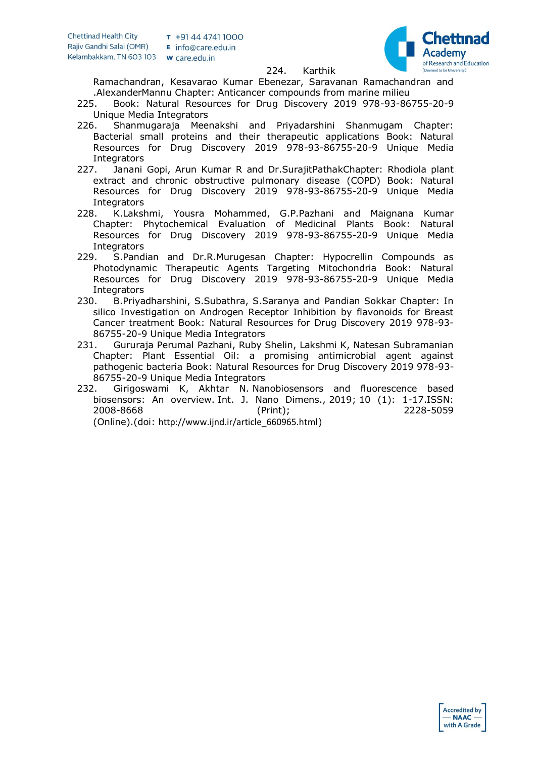224. Karthik Ramachandran, Kesavarao Kumar Ebenezar, Saravanan Ramachandran and .AlexanderMannu Chapter: Anticancer compounds from marine milieu

225. Book: Natural Resources for Drug Discovery 2019 978-93-86755-20-9 Unique Media Integrators

226. Shanmugaraja Meenakshi and Priyadarshini Shanmugam Chapter: Bacterial small proteins and their therapeutic applications Book: Natural Resources for Drug Discovery 2019 978-93-86755-20-9 Unique Media Integrators

227. Janani Gopi, Arun Kumar R and Dr.SurajitPathakChapter: Rhodiola plant extract and chronic obstructive pulmonary disease (COPD) Book: Natural Resources for Drug Discovery 2019 978-93-86755-20-9 Unique Media Integrators

228. K.Lakshmi, Yousra Mohammed, G.P.Pazhani and Maignana Kumar Chapter: Phytochemical Evaluation of Medicinal Plants Book: Natural Resources for Drug Discovery 2019 978-93-86755-20-9 Unique Media Integrators

229. S.Pandian and Dr.R.Murugesan Chapter: Hypocrellin Compounds as Photodynamic Therapeutic Agents Targeting Mitochondria Book: Natural Resources for Drug Discovery 2019 978-93-86755-20-9 Unique Media Integrators

230. B.Priyadharshini, S.Subathra, S.Saranya and Pandian Sokkar Chapter: In silico Investigation on Androgen Receptor Inhibition by flavonoids for Breast Cancer treatment Book: Natural Resources for Drug Discovery 2019 978-93-86755-20-9 Unique Media Integrators

231. Gururaja Perumal Pazhani, Ruby Shelin, Lakshmi K, Natesan Subramanian Chapter: Plant Essential Oil: a promising antimicrobial agent against pathogenic bacteria Book: Natural Resources for Drug Discovery 2019 978-93-86755-20-9 Unique Media Integrators

232. Girigoswami K, Akhtar N. Nanobiosensors and fluorescence based biosensors: An overview. Int. J. Nano Dimens., 2019; 10 (1): 1-17.ISSN: 2008-8668 (Print); 2228-5059 (Online).(doi: http://www.ijnd.ir/article_660965.html)